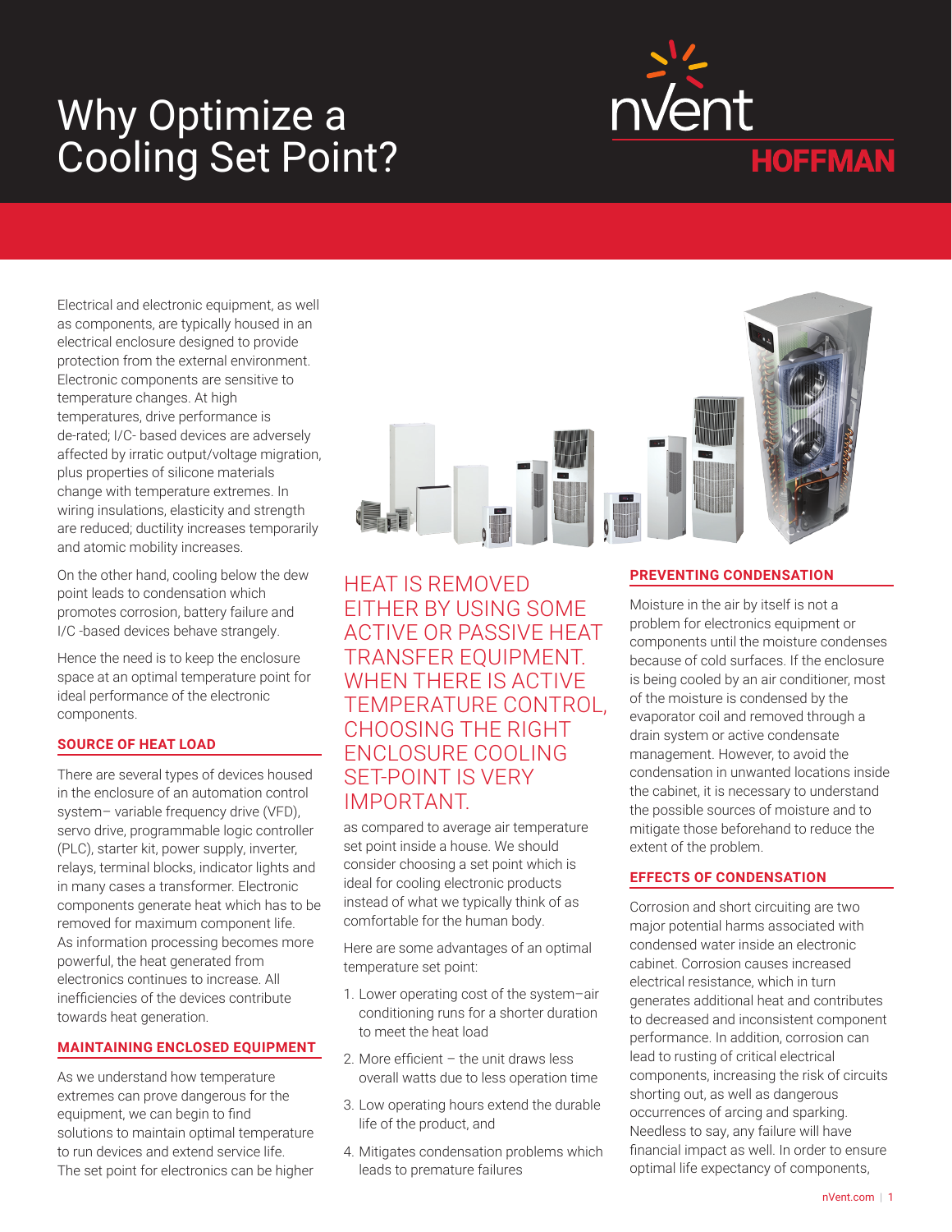# Why Optimize a Cooling Set Point?

Electrical and electronic equipment, as well as components, are typically housed in an electrical enclosure designed to provide protection from the external environment. Electronic components are sensitive to temperature changes. At high temperatures, drive performance is de-rated; I/C- based devices are adversely affected by irratic output/voltage migration, plus properties of silicone materials change with temperature extremes. In wiring insulations, elasticity and strength are reduced; ductility increases temporarily and atomic mobility increases.

On the other hand, cooling below the dew point leads to condensation which promotes corrosion, battery failure and I/C -based devices behave strangely.

Hence the need is to keep the enclosure space at an optimal temperature point for ideal performance of the electronic components.

## SOURCE OF HEAT LOAD

There are several types of devices housed in the enclosure of an automation control system– variable frequency drive (VFD), servo drive, programmable logic controller (PLC), starter kit, power supply, inverter, relays, terminal blocks, indicator lights and in many cases a transformer. Electronic components generate heat which has to be removed for maximum component life. As information processing becomes more powerful, the heat generated from electronics continues to increase. All inefficiencies of the devices contribute towards heat generation.

## MAINTAINING ENCLOSED EQUIPMENT

As we understand how temperature extremes can prove dangerous for the equipment, we can begin to find solutions to maintain optimal temperature to run devices and extend service life. The set point for electronics can be higher as compared to average air temperature set point inside a house. We should consider choosing a set point which is ideal for cooling electronic products instead of what we typically think of as comfortable for the human body.

HEAT IS REMOVED EITHER BY USING SOME ACTIVE OR PASSIVE HEAT TRANSFER EQUIPMENT. WHEN THERE IS ACTIVE TEMPERATURE CONTROL, CHOOSING THE RIGHT ENCLOSURE COOLING SET-POINT IS VERY IMPORTANT.

Here are some advantages of an optimal temperature set point:

1. Lower operating cost of the system–air conditioning runs for a shorter duration to meet the heat load
2. More efficient – the unit draws less overall watts due to less operation time
3. Low operating hours extend the durable life of the product, and
4. Mitigates condensation problems which leads to premature failures

## PREVENTING CONDENSATION

Moisture in the air by itself is not a problem for electronics equipment or components until the moisture condenses because of cold surfaces. If the enclosure is being cooled by an air conditioner, most of the moisture is condensed by the evaporator coil and removed through a drain system or active condensate management. However, to avoid the condensation in unwanted locations inside the cabinet, it is necessary to understand the possible sources of moisture and to mitigate those beforehand to reduce the extent of the problem.

## EFFECTS OF CONDENSATION

Corrosion and short circuiting are two major potential harms associated with condensed water inside an electronic cabinet. Corrosion causes increased electrical resistance, which in turn generates additional heat and contributes to decreased and inconsistent component performance. In addition, corrosion can lead to rusting of critical electrical components, increasing the risk of circuits shorting out, as well as dangerous occurrences of arcing and sparking. Needless to say, any failure will have financial impact as well. In order to ensure optimal life expectancy of components,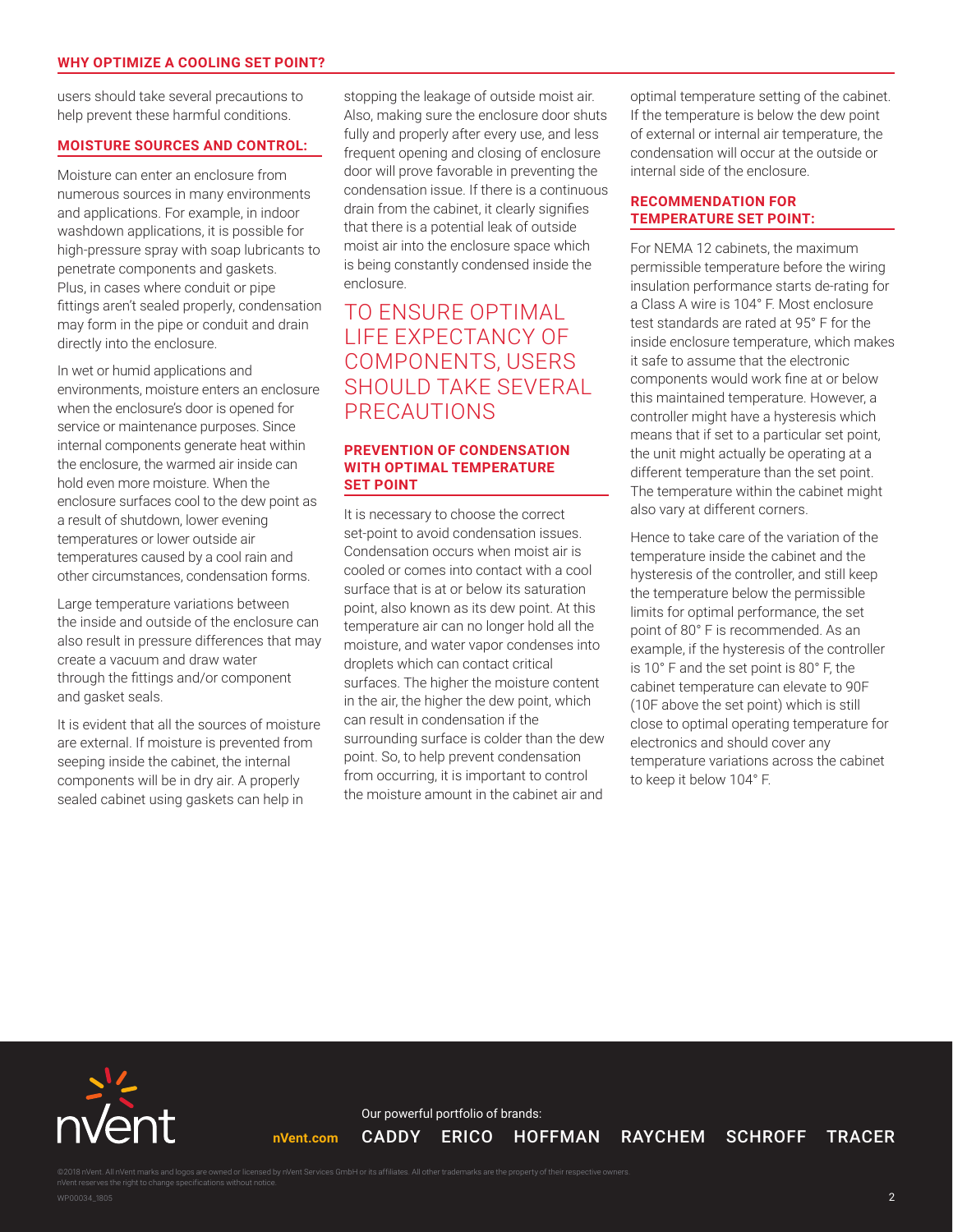users should take several precautions to help prevent these harmful conditions.

### MOISTURE SOURCES AND CONTROL:

Moisture can enter an enclosure from numerous sources in many environments and applications. For example, in indoor washdown applications, it is possible for high-pressure spray with soap lubricants to penetrate components and gaskets. Plus, in cases where conduit or pipe fittings aren't sealed properly, condensation may form in the pipe or conduit and drain directly into the enclosure.

In wet or humid applications and environments, moisture enters an enclosure when the enclosure's door is opened for service or maintenance purposes. Since internal components generate heat within the enclosure, the warmed air inside can hold even more moisture. When the enclosure surfaces cool to the dew point as a result of shutdown, lower evening temperatures or lower outside air temperatures caused by a cool rain and other circumstances, condensation forms.

Large temperature variations between the inside and outside of the enclosure can also result in pressure differences that may create a vacuum and draw water through the fittings and/or component and gasket seals.

It is evident that all the sources of moisture are external. If moisture is prevented from seeping inside the cabinet, the internal components will be in dry air. A properly sealed cabinet using gaskets can help in stopping the leakage of outside moist air. Also, making sure the enclosure door shuts fully and properly after every use, and less frequent opening and closing of enclosure door will prove favorable in preventing the condensation issue. If there is a continuous drain from the cabinet, it clearly signifies that there is a potential leak of outside moist air into the enclosure space which is being constantly condensed inside the enclosure.

## TO ENSURE OPTIMAL LIFE EXPECTANCY OF COMPONENTS, USERS SHOULD TAKE SEVERAL PRECAUTIONS

### PREVENTION OF CONDENSATION WITH OPTIMAL TEMPERATURE SET POINT

It is necessary to choose the correct set-point to avoid condensation issues. Condensation occurs when moist air is cooled or comes into contact with a cool surface that is at or below its saturation point, also known as its dew point. At this temperature air can no longer hold all the moisture, and water vapor condenses into droplets which can contact critical surfaces. The higher the moisture content in the air, the higher the dew point, which can result in condensation if the surrounding surface is colder than the dew point. So, to help prevent condensation from occurring, it is important to control the moisture amount in the cabinet air and optimal temperature setting of the cabinet. If the temperature is below the dew point of external or internal air temperature, the condensation will occur at the outside or internal side of the enclosure.

### RECOMMENDATION FOR TEMPERATURE SET POINT:

For NEMA 12 cabinets, the maximum permissible temperature before the wiring insulation performance starts de-rating for a Class A wire is 104° F. Most enclosure test standards are rated at 95° F for the inside enclosure temperature, which makes it safe to assume that the electronic components would work fine at or below this maintained temperature. However, a controller might have a hysteresis which means that if set to a particular set point, the unit might actually be operating at a different temperature than the set point. The temperature within the cabinet might also vary at different corners.

Hence to take care of the variation of the temperature inside the cabinet and the hysteresis of the controller, and still keep the temperature below the permissible limits for optimal performance, the set point of 80° F is recommended. As an example, if the hysteresis of the controller is 10° F and the set point is 80° F, the cabinet temperature can elevate to 90F (10F above the set point) which is still close to optimal operating temperature for electronics and should cover any temperature variations across the cabinet to keep it below 104° F.

Our powerful portfolio of brands:

nVent.com CADDY ERICO HOFFMAN RAYCHEM SCHROFF TRACER

©2018 nVent. All nVent marks and logos are owned or licensed by nVent Services GmbH or its affiliates. All other trademarks are the property of their respective owners. nVent reserves the right to change specifications without notice.

WP00034_1805